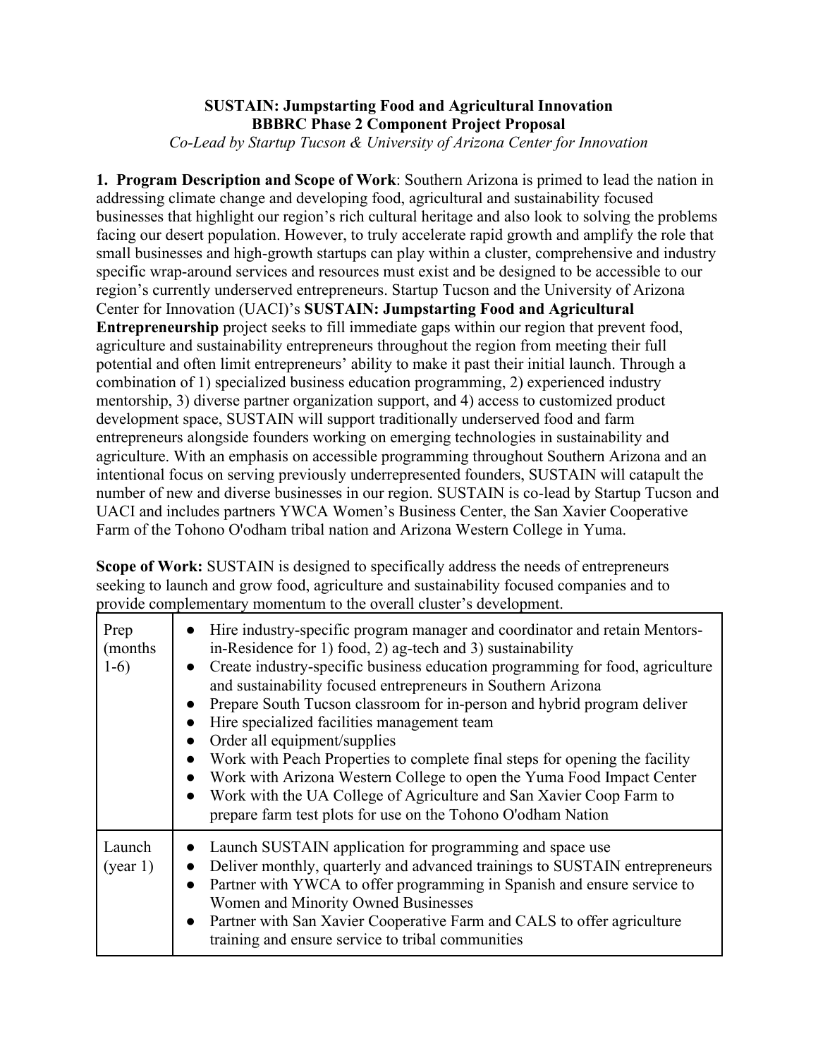**SUSTAIN: Jumpstarting Food and Agricultural Innovation**
**BBBRC Phase 2 Component Project Proposal**
*Co-Lead by Startup Tucson & University of Arizona Center for Innovation*

**1. Program Description and Scope of Work**: Southern Arizona is primed to lead the nation in addressing climate change and developing food, agricultural and sustainability focused businesses that highlight our region's rich cultural heritage and also look to solving the problems facing our desert population. However, to truly accelerate rapid growth and amplify the role that small businesses and high-growth startups can play within a cluster, comprehensive and industry specific wrap-around services and resources must exist and be designed to be accessible to our region's currently underserved entrepreneurs. Startup Tucson and the University of Arizona Center for Innovation (UACI)'s **SUSTAIN: Jumpstarting Food and Agricultural Entrepreneurship** project seeks to fill immediate gaps within our region that prevent food, agriculture and sustainability entrepreneurs throughout the region from meeting their full potential and often limit entrepreneurs' ability to make it past their initial launch. Through a combination of 1) specialized business education programming, 2) experienced industry mentorship, 3) diverse partner organization support, and 4) access to customized product development space, SUSTAIN will support traditionally underserved food and farm entrepreneurs alongside founders working on emerging technologies in sustainability and agriculture. With an emphasis on accessible programming throughout Southern Arizona and an intentional focus on serving previously underrepresented founders, SUSTAIN will catapult the number of new and diverse businesses in our region. SUSTAIN is co-lead by Startup Tucson and UACI and includes partners YWCA Women's Business Center, the San Xavier Cooperative Farm of the Tohono O'odham tribal nation and Arizona Western College in Yuma.

**Scope of Work:** SUSTAIN is designed to specifically address the needs of entrepreneurs seeking to launch and grow food, agriculture and sustainability focused companies and to provide complementary momentum to the overall cluster's development.

| | |
|---|---|
| Prep (months 1-6) | • Hire industry-specific program manager and coordinator and retain Mentors-in-Residence for 1) food, 2) ag-tech and 3) sustainability<br>• Create industry-specific business education programming for food, agriculture and sustainability focused entrepreneurs in Southern Arizona<br>• Prepare South Tucson classroom for in-person and hybrid program deliver<br>• Hire specialized facilities management team<br>• Order all equipment/supplies<br>• Work with Peach Properties to complete final steps for opening the facility<br>• Work with Arizona Western College to open the Yuma Food Impact Center<br>• Work with the UA College of Agriculture and San Xavier Coop Farm to prepare farm test plots for use on the Tohono O'odham Nation |
| Launch (year 1) | • Launch SUSTAIN application for programming and space use<br>• Deliver monthly, quarterly and advanced trainings to SUSTAIN entrepreneurs<br>• Partner with YWCA to offer programming in Spanish and ensure service to Women and Minority Owned Businesses<br>• Partner with San Xavier Cooperative Farm and CALS to offer agriculture training and ensure service to tribal communities |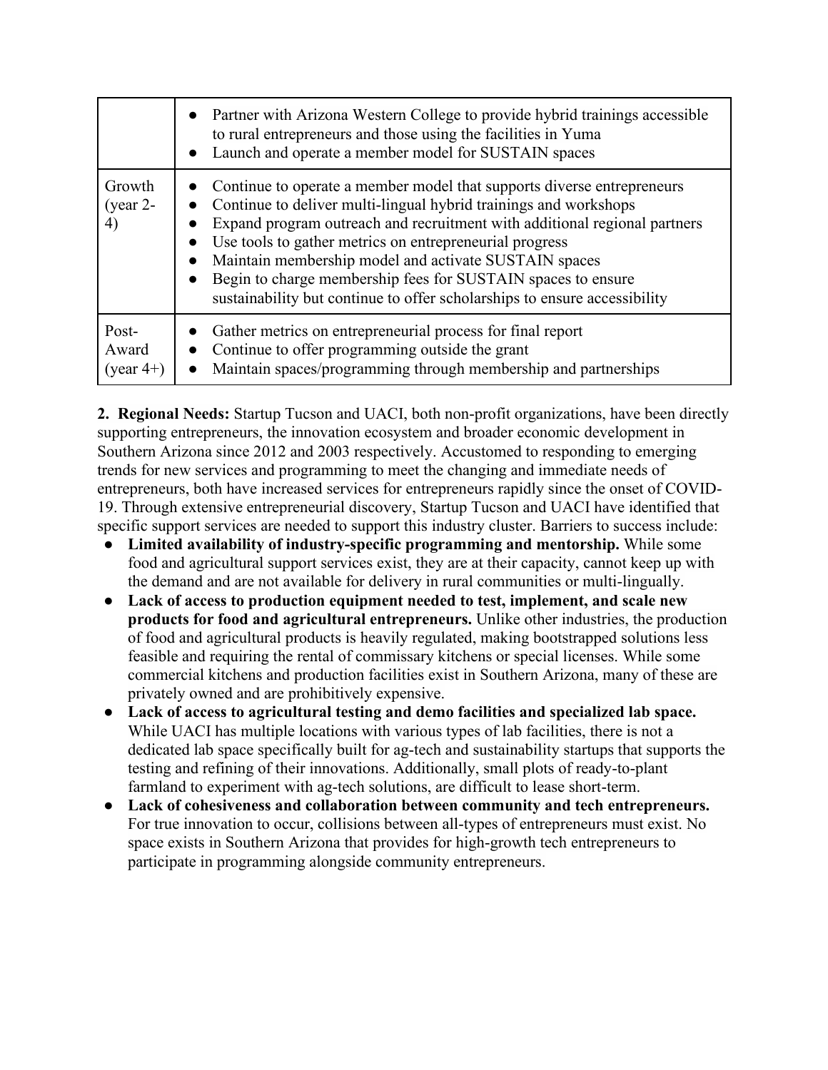| | |
|---|---|
| | • Partner with Arizona Western College to provide hybrid trainings accessible to rural entrepreneurs and those using the facilities in Yuma<br>• Launch and operate a member model for SUSTAIN spaces |
| Growth (year 2-4) | • Continue to operate a member model that supports diverse entrepreneurs<br>• Continue to deliver multi-lingual hybrid trainings and workshops<br>• Expand program outreach and recruitment with additional regional partners<br>• Use tools to gather metrics on entrepreneurial progress<br>• Maintain membership model and activate SUSTAIN spaces<br>• Begin to charge membership fees for SUSTAIN spaces to ensure sustainability but continue to offer scholarships to ensure accessibility |
| Post-Award (year 4+) | • Gather metrics on entrepreneurial process for final report<br>• Continue to offer programming outside the grant<br>• Maintain spaces/programming through membership and partnerships |

**2. Regional Needs:** Startup Tucson and UACI, both non-profit organizations, have been directly supporting entrepreneurs, the innovation ecosystem and broader economic development in Southern Arizona since 2012 and 2003 respectively. Accustomed to responding to emerging trends for new services and programming to meet the changing and immediate needs of entrepreneurs, both have increased services for entrepreneurs rapidly since the onset of COVID-19. Through extensive entrepreneurial discovery, Startup Tucson and UACI have identified that specific support services are needed to support this industry cluster. Barriers to success include:

- **Limited availability of industry-specific programming and mentorship.** While some food and agricultural support services exist, they are at their capacity, cannot keep up with the demand and are not available for delivery in rural communities or multi-lingually.
- **Lack of access to production equipment needed to test, implement, and scale new products for food and agricultural entrepreneurs.** Unlike other industries, the production of food and agricultural products is heavily regulated, making bootstrapped solutions less feasible and requiring the rental of commissary kitchens or special licenses. While some commercial kitchens and production facilities exist in Southern Arizona, many of these are privately owned and are prohibitively expensive.
- **Lack of access to agricultural testing and demo facilities and specialized lab space.** While UACI has multiple locations with various types of lab facilities, there is not a dedicated lab space specifically built for ag-tech and sustainability startups that supports the testing and refining of their innovations. Additionally, small plots of ready-to-plant farmland to experiment with ag-tech solutions, are difficult to lease short-term.
- **Lack of cohesiveness and collaboration between community and tech entrepreneurs.** For true innovation to occur, collisions between all-types of entrepreneurs must exist. No space exists in Southern Arizona that provides for high-growth tech entrepreneurs to participate in programming alongside community entrepreneurs.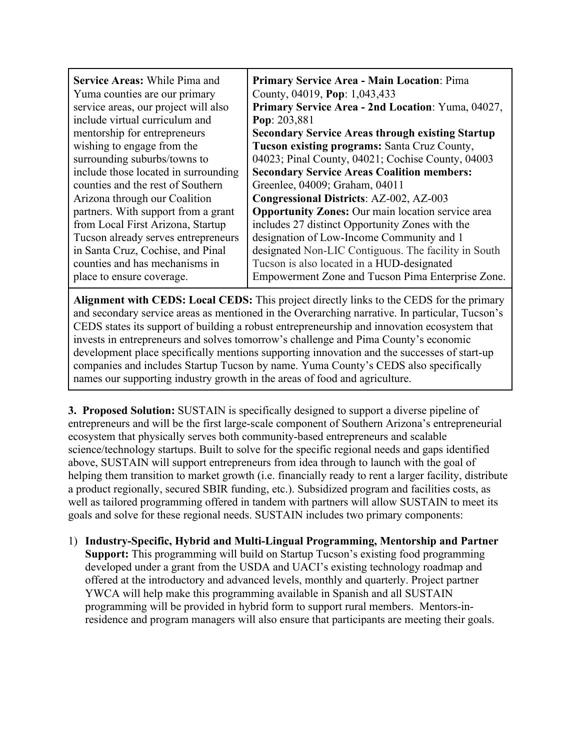| **Service Areas:** While Pima and Yuma counties are our primary service areas, our project will also include virtual curriculum and mentorship for entrepreneurs wishing to engage from the surrounding suburbs/towns to include those located in surrounding counties and the rest of Southern Arizona through our Coalition partners. With support from a grant from Local First Arizona, Startup Tucson already serves entrepreneurs in Santa Cruz, Cochise, and Pinal counties and has mechanisms in place to ensure coverage. | **Primary Service Area - Main Location**: Pima County, 04019, **Pop**: 1,043,433<br>**Primary Service Area - 2nd Location**: Yuma, 04027, **Pop**: 203,881<br>**Secondary Service Areas through existing Startup Tucson existing programs:** Santa Cruz County, 04023; Pinal County, 04021; Cochise County, 04003<br>**Secondary Service Areas Coalition members:** Greenlee, 04009; Graham, 04011<br>**Congressional Districts**: AZ-002, AZ-003<br>**Opportunity Zones:** Our main location service area includes 27 distinct Opportunity Zones with the designation of Low-Income Community and 1 designated Non-LIC Contiguous. The facility in South Tucson is also located in a HUD-designated Empowerment Zone and Tucson Pima Enterprise Zone. |
|---|---|
| **Alignment with CEDS: Local CEDS:** This project directly links to the CEDS for the primary and secondary service areas as mentioned in the Overarching narrative. In particular, Tucson's CEDS states its support of building a robust entrepreneurship and innovation ecosystem that invests in entrepreneurs and solves tomorrow's challenge and Pima County's economic development place specifically mentions supporting innovation and the successes of start-up companies and includes Startup Tucson by name. Yuma County's CEDS also specifically names our supporting industry growth in the areas of food and agriculture. | |

**3. Proposed Solution:** SUSTAIN is specifically designed to support a diverse pipeline of entrepreneurs and will be the first large-scale component of Southern Arizona's entrepreneurial ecosystem that physically serves both community-based entrepreneurs and scalable science/technology startups. Built to solve for the specific regional needs and gaps identified above, SUSTAIN will support entrepreneurs from idea through to launch with the goal of helping them transition to market growth (i.e. financially ready to rent a larger facility, distribute a product regionally, secured SBIR funding, etc.). Subsidized program and facilities costs, as well as tailored programming offered in tandem with partners will allow SUSTAIN to meet its goals and solve for these regional needs. SUSTAIN includes two primary components:

1) **Industry-Specific, Hybrid and Multi-Lingual Programming, Mentorship and Partner Support:** This programming will build on Startup Tucson's existing food programming developed under a grant from the USDA and UACI's existing technology roadmap and offered at the introductory and advanced levels, monthly and quarterly. Project partner YWCA will help make this programming available in Spanish and all SUSTAIN programming will be provided in hybrid form to support rural members. Mentors-in-residence and program managers will also ensure that participants are meeting their goals.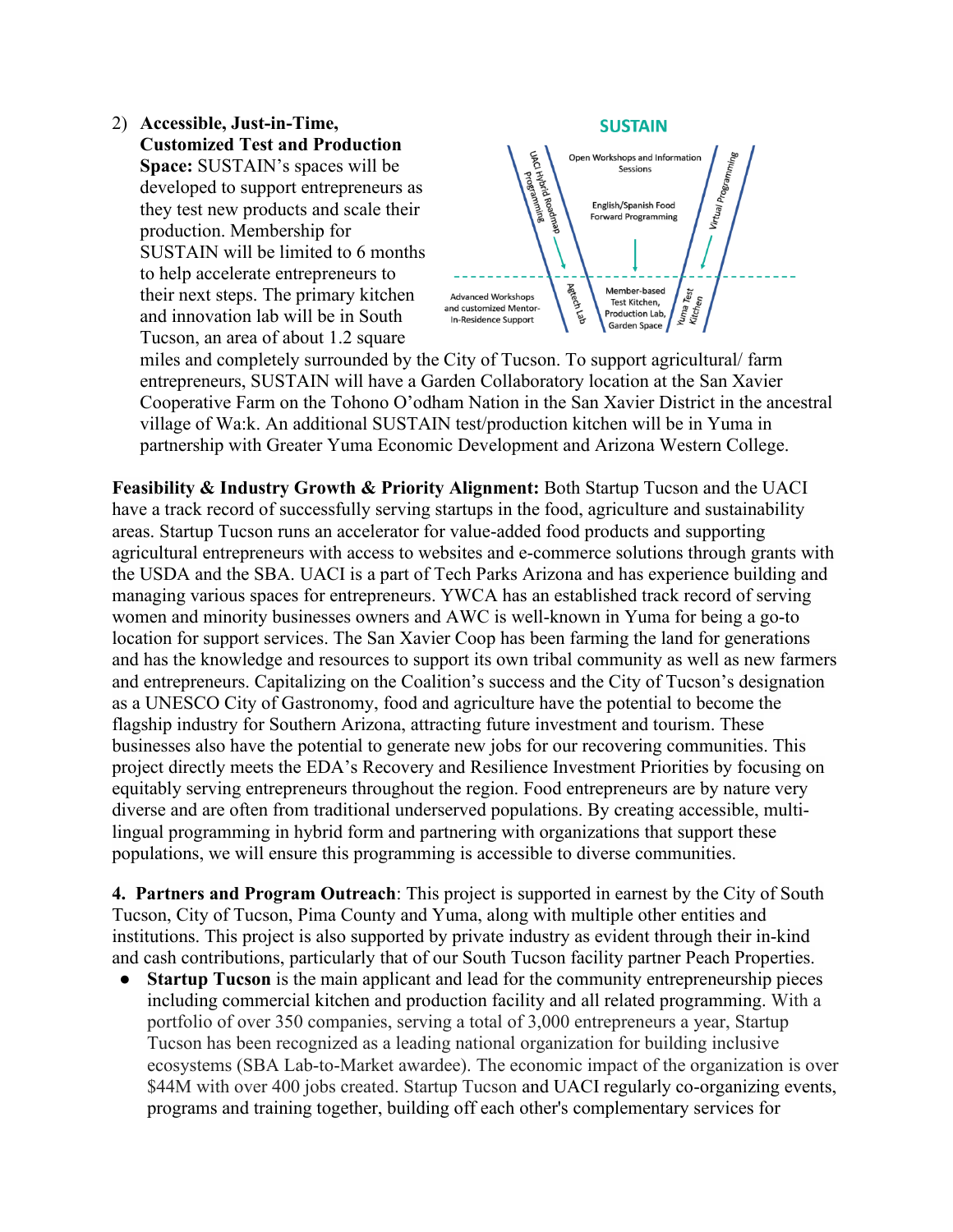2) **Accessible, Just-in-Time, Customized Test and Production Space:** SUSTAIN's spaces will be developed to support entrepreneurs as they test new products and scale their production. Membership for SUSTAIN will be limited to 6 months to help accelerate entrepreneurs to their next steps. The primary kitchen and innovation lab will be in South Tucson, an area of about 1.2 square miles and completely surrounded by the City of Tucson. To support agricultural/ farm entrepreneurs, SUSTAIN will have a Garden Collaboratory location at the San Xavier Cooperative Farm on the Tohono O'odham Nation in the San Xavier District in the ancestral village of Wa:k. An additional SUSTAIN test/production kitchen will be in Yuma in partnership with Greater Yuma Economic Development and Arizona Western College.

SUSTAIN

UACI Hybrid Roadmap Programming | Open Workshops and Information Sessions | English/Spanish Food Forward Programming | Virtual Programming

Advanced Workshops and customized Mentor-In-Residence Support | Agtech Lab | Member-based Test Kitchen, Production Lab, Garden Space | Yuma Test Kitchen

**Feasibility & Industry Growth & Priority Alignment:** Both Startup Tucson and the UACI have a track record of successfully serving startups in the food, agriculture and sustainability areas. Startup Tucson runs an accelerator for value-added food products and supporting agricultural entrepreneurs with access to websites and e-commerce solutions through grants with the USDA and the SBA. UACI is a part of Tech Parks Arizona and has experience building and managing various spaces for entrepreneurs. YWCA has an established track record of serving women and minority businesses owners and AWC is well-known in Yuma for being a go-to location for support services. The San Xavier Coop has been farming the land for generations and has the knowledge and resources to support its own tribal community as well as new farmers and entrepreneurs. Capitalizing on the Coalition's success and the City of Tucson's designation as a UNESCO City of Gastronomy, food and agriculture have the potential to become the flagship industry for Southern Arizona, attracting future investment and tourism. These businesses also have the potential to generate new jobs for our recovering communities. This project directly meets the EDA's Recovery and Resilience Investment Priorities by focusing on equitably serving entrepreneurs throughout the region. Food entrepreneurs are by nature very diverse and are often from traditional underserved populations. By creating accessible, multi-lingual programming in hybrid form and partnering with organizations that support these populations, we will ensure this programming is accessible to diverse communities.

**4. Partners and Program Outreach**: This project is supported in earnest by the City of South Tucson, City of Tucson, Pima County and Yuma, along with multiple other entities and institutions. This project is also supported by private industry as evident through their in-kind and cash contributions, particularly that of our South Tucson facility partner Peach Properties.

- **Startup Tucson** is the main applicant and lead for the community entrepreneurship pieces including commercial kitchen and production facility and all related programming. With a portfolio of over 350 companies, serving a total of 3,000 entrepreneurs a year, Startup Tucson has been recognized as a leading national organization for building inclusive ecosystems (SBA Lab-to-Market awardee). The economic impact of the organization is over $44M with over 400 jobs created. Startup Tucson and UACI regularly co-organizing events, programs and training together, building off each other's complementary services for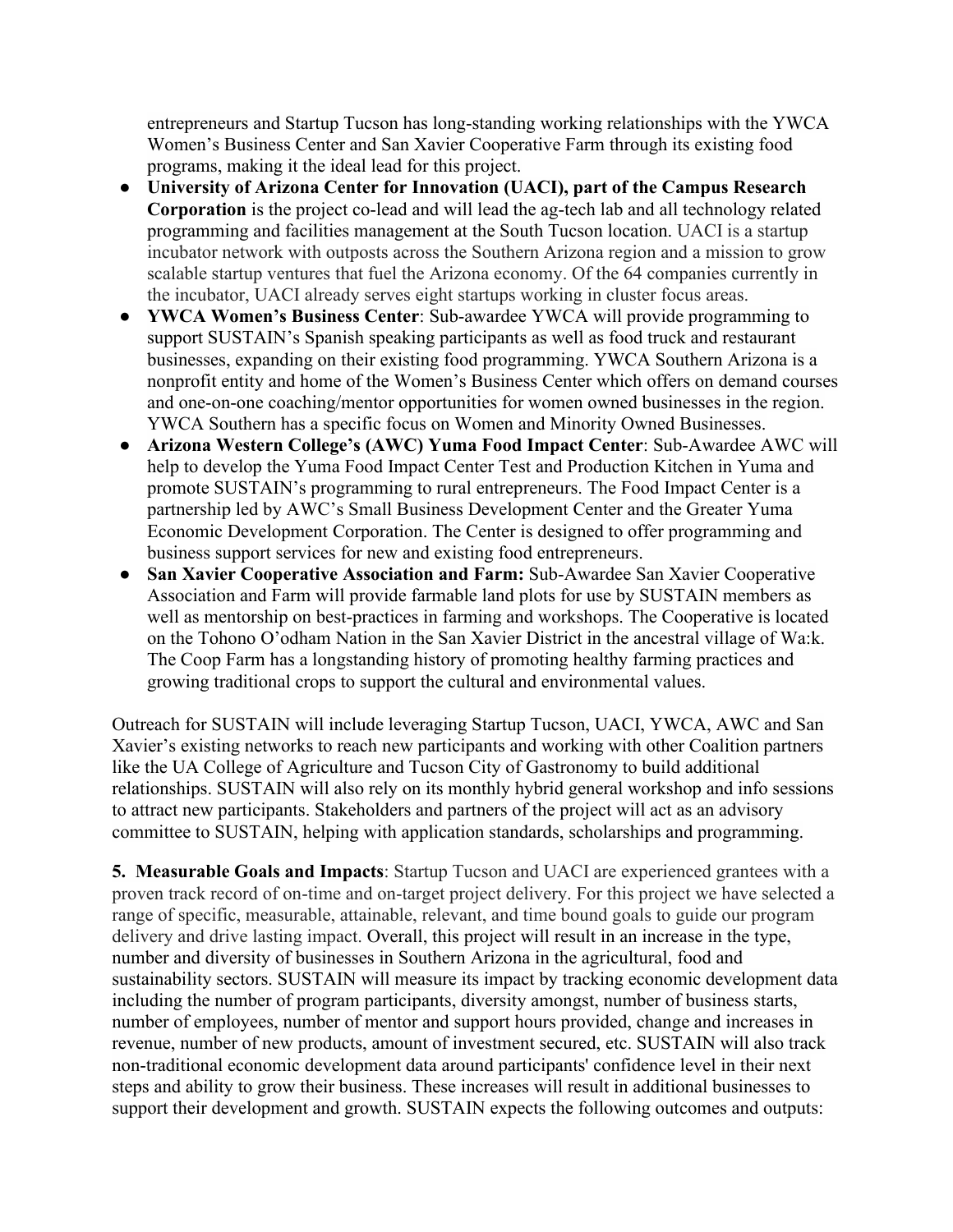entrepreneurs and Startup Tucson has long-standing working relationships with the YWCA Women's Business Center and San Xavier Cooperative Farm through its existing food programs, making it the ideal lead for this project.

- **University of Arizona Center for Innovation (UACI), part of the Campus Research Corporation** is the project co-lead and will lead the ag-tech lab and all technology related programming and facilities management at the South Tucson location. UACI is a startup incubator network with outposts across the Southern Arizona region and a mission to grow scalable startup ventures that fuel the Arizona economy. Of the 64 companies currently in the incubator, UACI already serves eight startups working in cluster focus areas.
- **YWCA Women's Business Center**: Sub-awardee YWCA will provide programming to support SUSTAIN's Spanish speaking participants as well as food truck and restaurant businesses, expanding on their existing food programming. YWCA Southern Arizona is a nonprofit entity and home of the Women's Business Center which offers on demand courses and one-on-one coaching/mentor opportunities for women owned businesses in the region. YWCA Southern has a specific focus on Women and Minority Owned Businesses.
- **Arizona Western College's (AWC) Yuma Food Impact Center**: Sub-Awardee AWC will help to develop the Yuma Food Impact Center Test and Production Kitchen in Yuma and promote SUSTAIN's programming to rural entrepreneurs. The Food Impact Center is a partnership led by AWC's Small Business Development Center and the Greater Yuma Economic Development Corporation. The Center is designed to offer programming and business support services for new and existing food entrepreneurs.
- **San Xavier Cooperative Association and Farm:** Sub-Awardee San Xavier Cooperative Association and Farm will provide farmable land plots for use by SUSTAIN members as well as mentorship on best-practices in farming and workshops. The Cooperative is located on the Tohono O'odham Nation in the San Xavier District in the ancestral village of Wa:k. The Coop Farm has a longstanding history of promoting healthy farming practices and growing traditional crops to support the cultural and environmental values.

Outreach for SUSTAIN will include leveraging Startup Tucson, UACI, YWCA, AWC and San Xavier's existing networks to reach new participants and working with other Coalition partners like the UA College of Agriculture and Tucson City of Gastronomy to build additional relationships. SUSTAIN will also rely on its monthly hybrid general workshop and info sessions to attract new participants. Stakeholders and partners of the project will act as an advisory committee to SUSTAIN, helping with application standards, scholarships and programming.

**5. Measurable Goals and Impacts**: Startup Tucson and UACI are experienced grantees with a proven track record of on-time and on-target project delivery. For this project we have selected a range of specific, measurable, attainable, relevant, and time bound goals to guide our program delivery and drive lasting impact. Overall, this project will result in an increase in the type, number and diversity of businesses in Southern Arizona in the agricultural, food and sustainability sectors. SUSTAIN will measure its impact by tracking economic development data including the number of program participants, diversity amongst, number of business starts, number of employees, number of mentor and support hours provided, change and increases in revenue, number of new products, amount of investment secured, etc. SUSTAIN will also track non-traditional economic development data around participants' confidence level in their next steps and ability to grow their business. These increases will result in additional businesses to support their development and growth. SUSTAIN expects the following outcomes and outputs: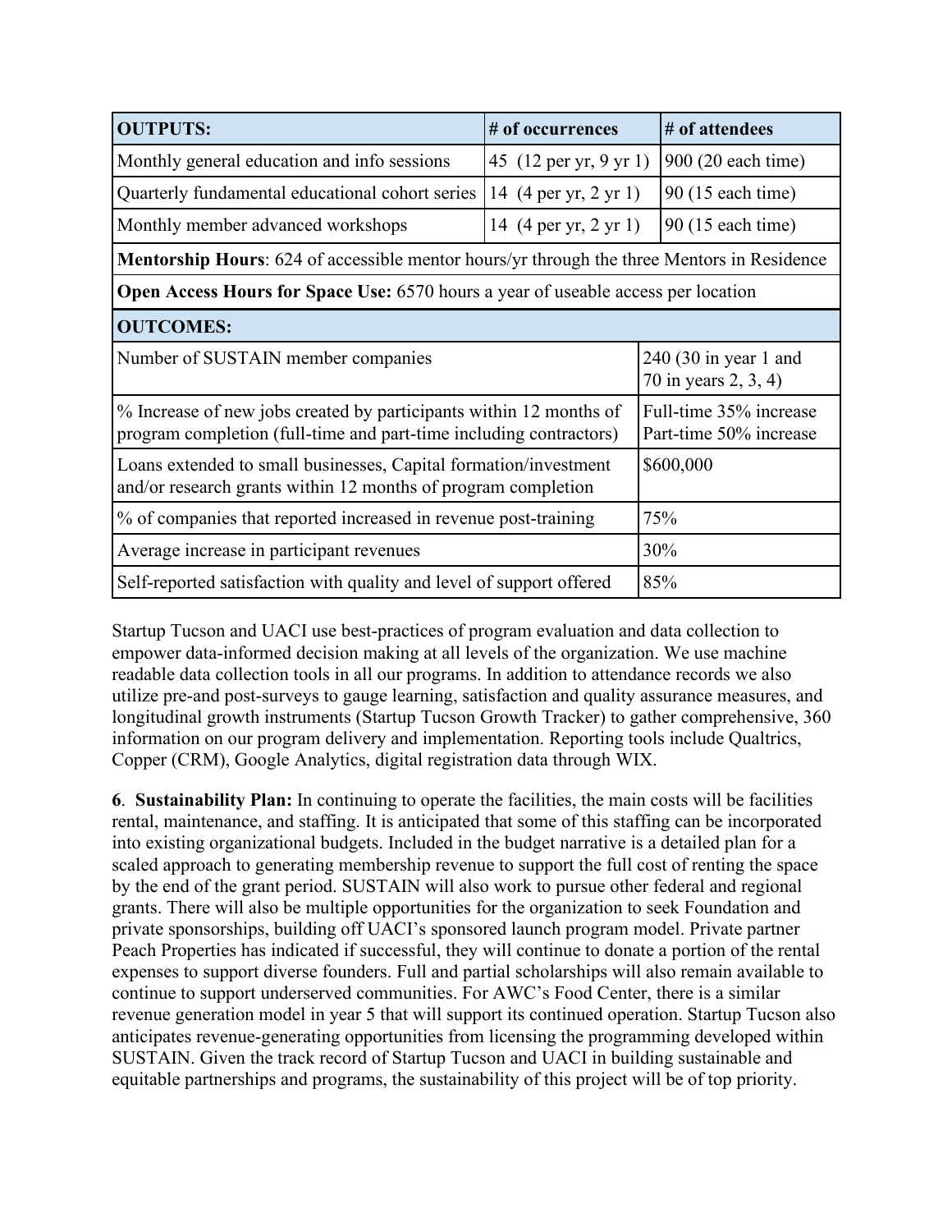| OUTPUTS: | # of occurrences | # of attendees |
|---|---|---|
| Monthly general education and info sessions | 45 (12 per yr, 9 yr 1) | 900 (20 each time) |
| Quarterly fundamental educational cohort series | 14 (4 per yr, 2 yr 1) | 90 (15 each time) |
| Monthly member advanced workshops | 14 (4 per yr, 2 yr 1) | 90 (15 each time) |
| **Mentorship Hours**: 624 of accessible mentor hours/yr through the three Mentors in Residence | | |
| **Open Access Hours for Space Use:** 6570 hours a year of useable access per location | | |

| OUTCOMES: | |
|---|---|
| Number of SUSTAIN member companies | 240 (30 in year 1 and 70 in years 2, 3, 4) |
| % Increase of new jobs created by participants within 12 months of program completion (full-time and part-time including contractors) | Full-time 35% increase Part-time 50% increase |
| Loans extended to small businesses, Capital formation/investment and/or research grants within 12 months of program completion | $600,000 |
| % of companies that reported increased in revenue post-training | 75% |
| Average increase in participant revenues | 30% |
| Self-reported satisfaction with quality and level of support offered | 85% |

Startup Tucson and UACI use best-practices of program evaluation and data collection to empower data-informed decision making at all levels of the organization. We use machine readable data collection tools in all our programs. In addition to attendance records we also utilize pre-and post-surveys to gauge learning, satisfaction and quality assurance measures, and longitudinal growth instruments (Startup Tucson Growth Tracker) to gather comprehensive, 360 information on our program delivery and implementation. Reporting tools include Qualtrics, Copper (CRM), Google Analytics, digital registration data through WIX.

**6**. **Sustainability Plan:** In continuing to operate the facilities, the main costs will be facilities rental, maintenance, and staffing. It is anticipated that some of this staffing can be incorporated into existing organizational budgets. Included in the budget narrative is a detailed plan for a scaled approach to generating membership revenue to support the full cost of renting the space by the end of the grant period. SUSTAIN will also work to pursue other federal and regional grants. There will also be multiple opportunities for the organization to seek Foundation and private sponsorships, building off UACI's sponsored launch program model. Private partner Peach Properties has indicated if successful, they will continue to donate a portion of the rental expenses to support diverse founders. Full and partial scholarships will also remain available to continue to support underserved communities. For AWC's Food Center, there is a similar revenue generation model in year 5 that will support its continued operation. Startup Tucson also anticipates revenue-generating opportunities from licensing the programming developed within SUSTAIN. Given the track record of Startup Tucson and UACI in building sustainable and equitable partnerships and programs, the sustainability of this project will be of top priority.